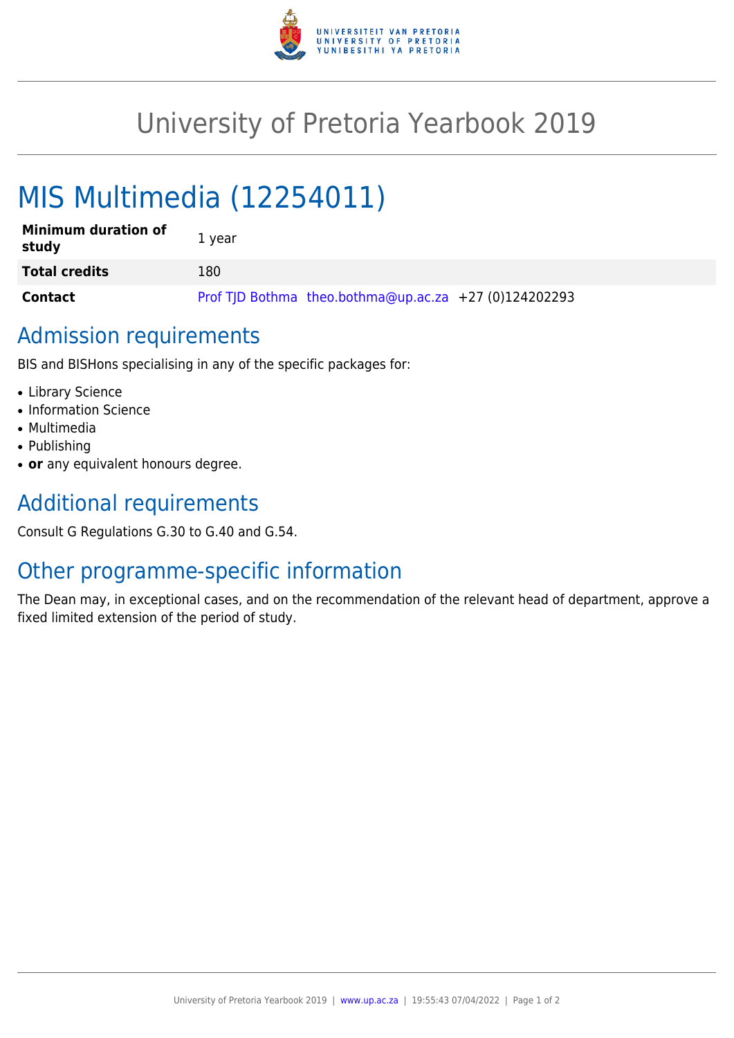# University of Pretoria Yearbook 2019

## MIS Multimedia (12254011)

| | |
|---|---|
| **Minimum duration of study** | 1 year |
| **Total credits** | 180 |
| **Contact** | Prof TJD Bothma theo.bothma@up.ac.za +27 (0)124202293 |

## Admission requirements

BIS and BISHons specialising in any of the specific packages for:

- Library Science
- Information Science
- Multimedia
- Publishing
- **or** any equivalent honours degree.

## Additional requirements

Consult G Regulations G.30 to G.40 and G.54.

## Other programme-specific information

The Dean may, in exceptional cases, and on the recommendation of the relevant head of department, approve a fixed limited extension of the period of study.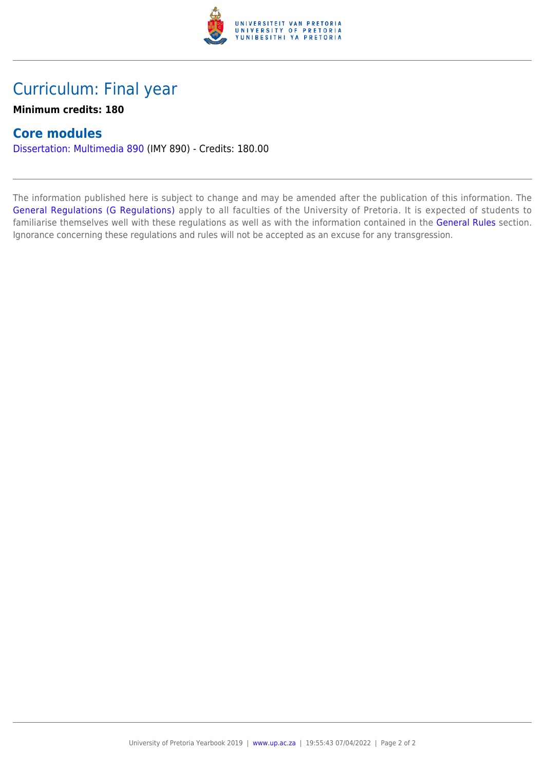## Curriculum: Final year

**Minimum credits: 180**

### Core modules

Dissertation: Multimedia 890 (IMY 890) - Credits: 180.00

The information published here is subject to change and may be amended after the publication of this information. The General Regulations (G Regulations) apply to all faculties of the University of Pretoria. It is expected of students to familiarise themselves well with these regulations as well as with the information contained in the General Rules section. Ignorance concerning these regulations and rules will not be accepted as an excuse for any transgression.